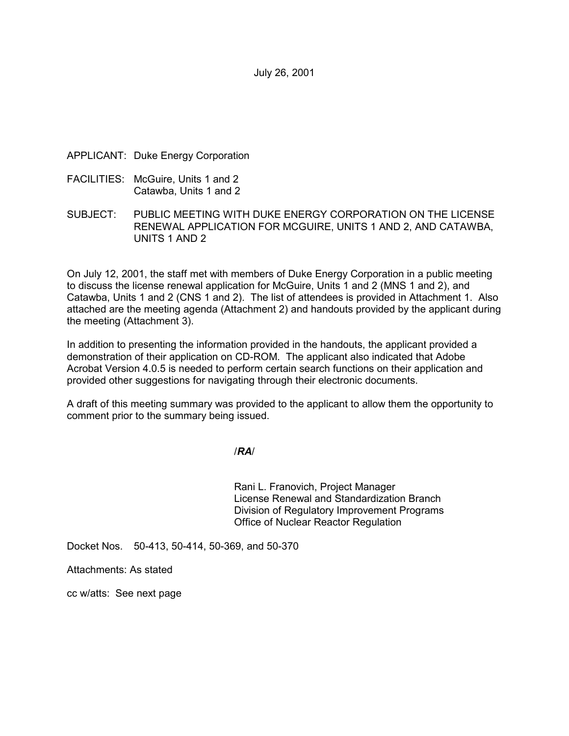July 26, 2001

APPLICANT: Duke Energy Corporation

FACILITIES: McGuire, Units 1 and 2
Catawba, Units 1 and 2

SUBJECT: PUBLIC MEETING WITH DUKE ENERGY CORPORATION ON THE LICENSE RENEWAL APPLICATION FOR MCGUIRE, UNITS 1 AND 2, AND CATAWBA, UNITS 1 AND 2

On July 12, 2001, the staff met with members of Duke Energy Corporation in a public meeting to discuss the license renewal application for McGuire, Units 1 and 2 (MNS 1 and 2), and Catawba, Units 1 and 2 (CNS 1 and 2). The list of attendees is provided in Attachment 1. Also attached are the meeting agenda (Attachment 2) and handouts provided by the applicant during the meeting (Attachment 3).

In addition to presenting the information provided in the handouts, the applicant provided a demonstration of their application on CD-ROM. The applicant also indicated that Adobe Acrobat Version 4.0.5 is needed to perform certain search functions on their application and provided other suggestions for navigating through their electronic documents.

A draft of this meeting summary was provided to the applicant to allow them the opportunity to comment prior to the summary being issued.

/***RA***/

Rani L. Franovich, Project Manager
License Renewal and Standardization Branch
Division of Regulatory Improvement Programs
Office of Nuclear Reactor Regulation

Docket Nos. 50-413, 50-414, 50-369, and 50-370

Attachments: As stated

cc w/atts: See next page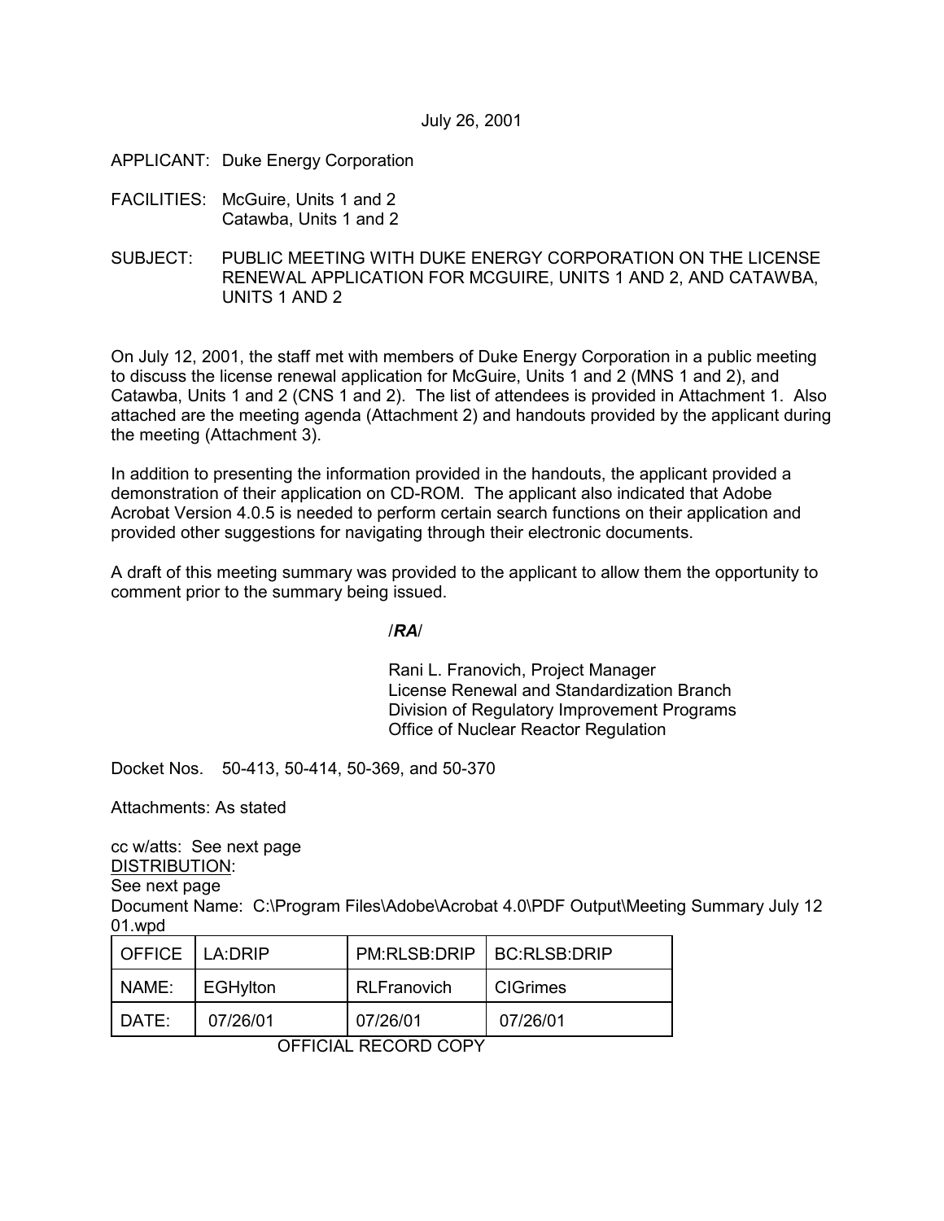July 26, 2001

APPLICANT: Duke Energy Corporation

FACILITIES: McGuire, Units 1 and 2
Catawba, Units 1 and 2

SUBJECT: PUBLIC MEETING WITH DUKE ENERGY CORPORATION ON THE LICENSE RENEWAL APPLICATION FOR MCGUIRE, UNITS 1 AND 2, AND CATAWBA, UNITS 1 AND 2

On July 12, 2001, the staff met with members of Duke Energy Corporation in a public meeting to discuss the license renewal application for McGuire, Units 1 and 2 (MNS 1 and 2), and Catawba, Units 1 and 2 (CNS 1 and 2). The list of attendees is provided in Attachment 1. Also attached are the meeting agenda (Attachment 2) and handouts provided by the applicant during the meeting (Attachment 3).

In addition to presenting the information provided in the handouts, the applicant provided a demonstration of their application on CD-ROM. The applicant also indicated that Adobe Acrobat Version 4.0.5 is needed to perform certain search functions on their application and provided other suggestions for navigating through their electronic documents.

A draft of this meeting summary was provided to the applicant to allow them the opportunity to comment prior to the summary being issued.

/***RA***/

Rani L. Franovich, Project Manager
License Renewal and Standardization Branch
Division of Regulatory Improvement Programs
Office of Nuclear Reactor Regulation

Docket Nos. 50-413, 50-414, 50-369, and 50-370

Attachments: As stated

cc w/atts: See next page
DISTRIBUTION:
See next page
Document Name: C:\Program Files\Adobe\Acrobat 4.0\PDF Output\Meeting Summary July 12 01.wpd

| OFFICE | LA:DRIP | PM:RLSB:DRIP | BC:RLSB:DRIP |
|---|---|---|---|
| NAME: | EGHylton | RLFranovich | CIGrimes |
| DATE: | 07/26/01 | 07/26/01 | 07/26/01 |

OFFICIAL RECORD COPY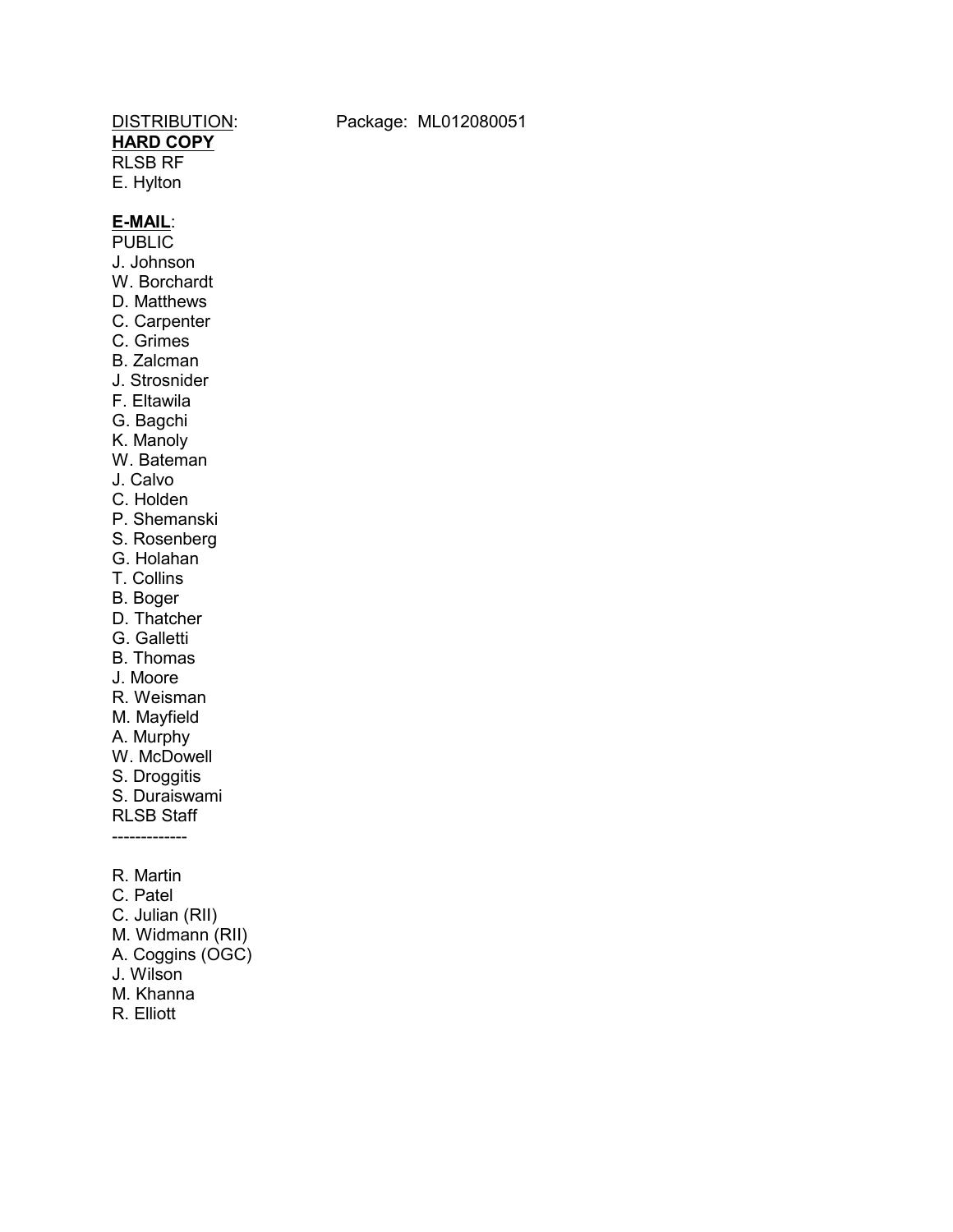DISTRIBUTION: Package: ML012080051

**HARD COPY**

RLSB RF
E. Hylton

**E-MAIL**:

PUBLIC
J. Johnson
W. Borchardt
D. Matthews
C. Carpenter
C. Grimes
B. Zalcman
J. Strosnider
F. Eltawila
G. Bagchi
K. Manoly
W. Bateman
J. Calvo
C. Holden
P. Shemanski
S. Rosenberg
G. Holahan
T. Collins
B. Boger
D. Thatcher
G. Galletti
B. Thomas
J. Moore
R. Weisman
M. Mayfield
A. Murphy
W. McDowell
S. Droggitis
S. Duraiswami
RLSB Staff

-------------

R. Martin
C. Patel
C. Julian (RII)
M. Widmann (RII)
A. Coggins (OGC)
J. Wilson
M. Khanna
R. Elliott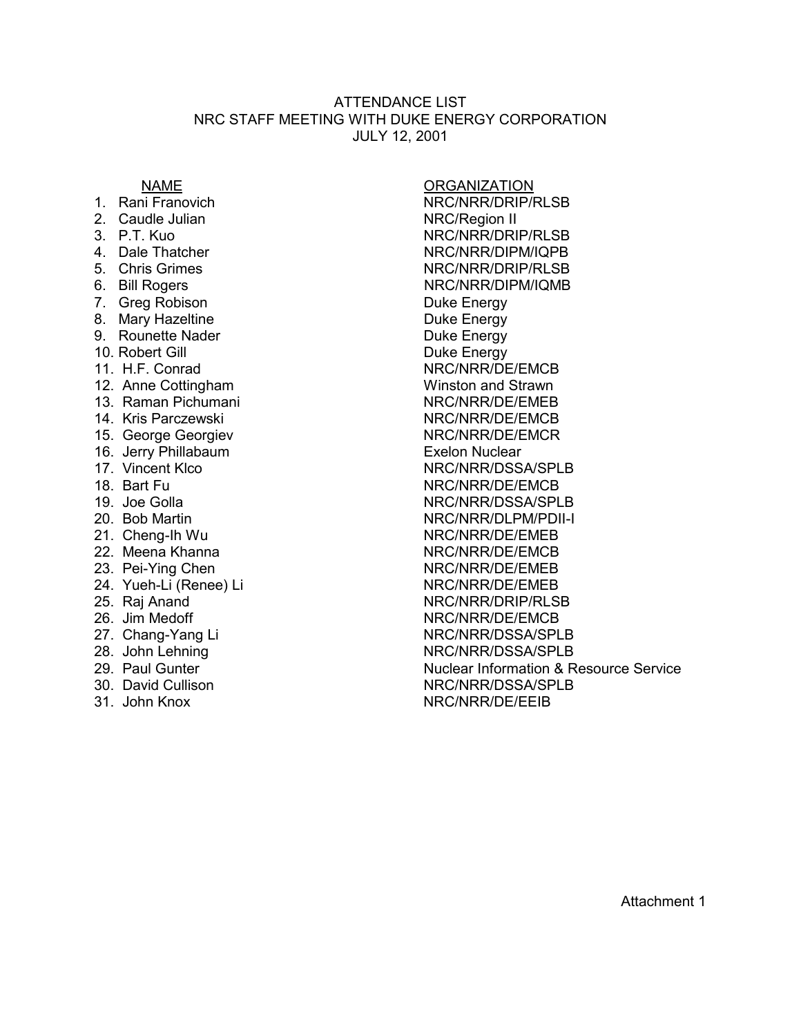# ATTENDANCE LIST
## NRC STAFF MEETING WITH DUKE ENERGY CORPORATION
## JULY 12, 2001

| | NAME | ORGANIZATION |
|---|---|---|
| 1. | Rani Franovich | NRC/NRR/DRIP/RLSB |
| 2. | Caudle Julian | NRC/Region II |
| 3. | P.T. Kuo | NRC/NRR/DRIP/RLSB |
| 4. | Dale Thatcher | NRC/NRR/DIPM/IQPB |
| 5. | Chris Grimes | NRC/NRR/DRIP/RLSB |
| 6. | Bill Rogers | NRC/NRR/DIPM/IQMB |
| 7. | Greg Robison | Duke Energy |
| 8. | Mary Hazeltine | Duke Energy |
| 9. | Rounette Nader | Duke Energy |
| 10. | Robert Gill | Duke Energy |
| 11. | H.F. Conrad | NRC/NRR/DE/EMCB |
| 12. | Anne Cottingham | Winston and Strawn |
| 13. | Raman Pichumani | NRC/NRR/DE/EMEB |
| 14. | Kris Parczewski | NRC/NRR/DE/EMCB |
| 15. | George Georgiev | NRC/NRR/DE/EMCR |
| 16. | Jerry Phillabaum | Exelon Nuclear |
| 17. | Vincent Klco | NRC/NRR/DSSA/SPLB |
| 18. | Bart Fu | NRC/NRR/DE/EMCB |
| 19. | Joe Golla | NRC/NRR/DSSA/SPLB |
| 20. | Bob Martin | NRC/NRR/DLPM/PDII-I |
| 21. | Cheng-Ih Wu | NRC/NRR/DE/EMEB |
| 22. | Meena Khanna | NRC/NRR/DE/EMCB |
| 23. | Pei-Ying Chen | NRC/NRR/DE/EMEB |
| 24. | Yueh-Li (Renee) Li | NRC/NRR/DE/EMEB |
| 25. | Raj Anand | NRC/NRR/DRIP/RLSB |
| 26. | Jim Medoff | NRC/NRR/DE/EMCB |
| 27. | Chang-Yang Li | NRC/NRR/DSSA/SPLB |
| 28. | John Lehning | NRC/NRR/DSSA/SPLB |
| 29. | Paul Gunter | Nuclear Information & Resource Service |
| 30. | David Cullison | NRC/NRR/DSSA/SPLB |
| 31. | John Knox | NRC/NRR/DE/EEIB |

Attachment 1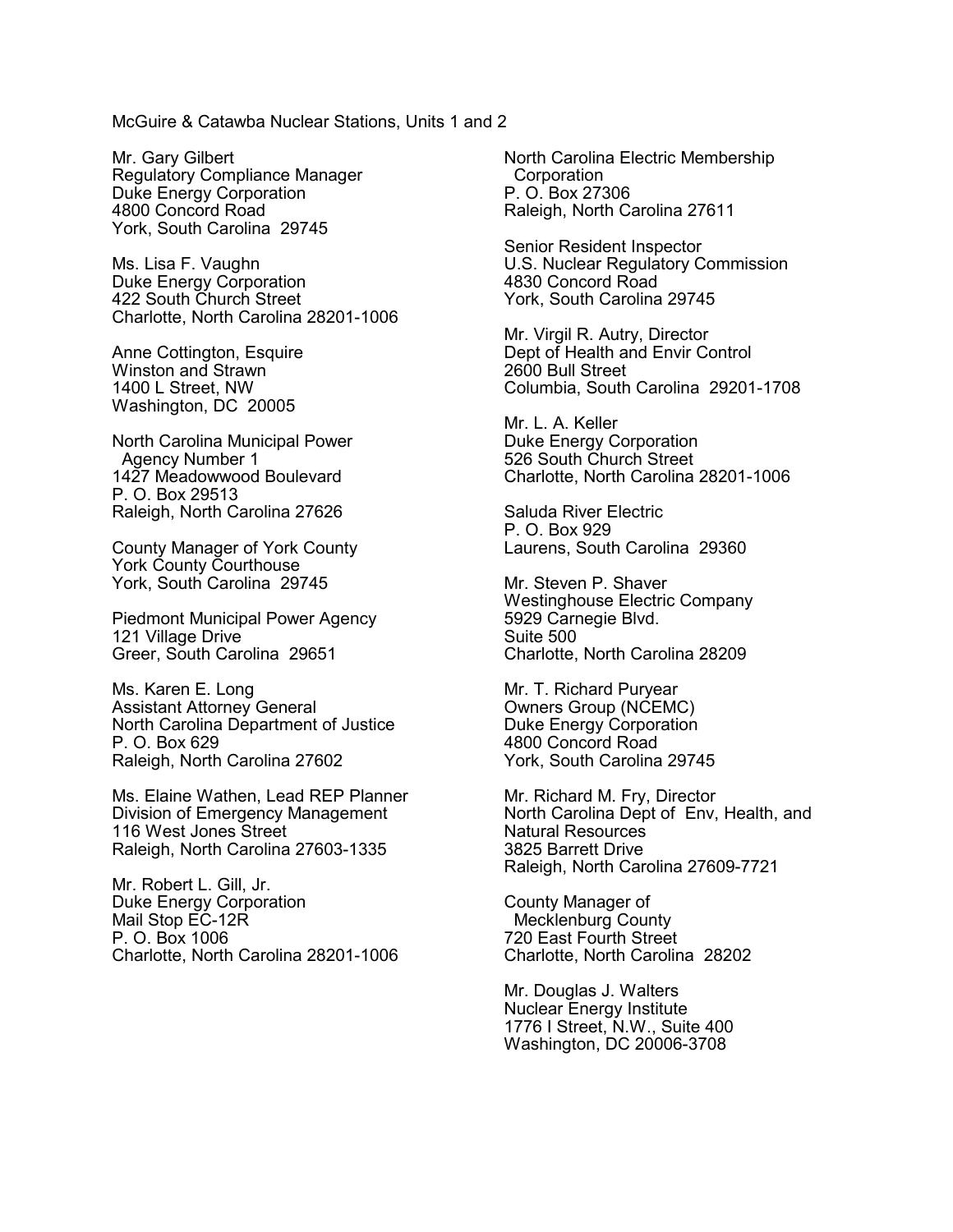McGuire & Catawba Nuclear Stations, Units 1 and 2

Mr. Gary Gilbert
Regulatory Compliance Manager
Duke Energy Corporation
4800 Concord Road
York, South Carolina 29745

Ms. Lisa F. Vaughn
Duke Energy Corporation
422 South Church Street
Charlotte, North Carolina 28201-1006

Anne Cottington, Esquire
Winston and Strawn
1400 L Street, NW
Washington, DC 20005

North Carolina Municipal Power
Agency Number 1
1427 Meadowwood Boulevard
P. O. Box 29513
Raleigh, North Carolina 27626

County Manager of York County
York County Courthouse
York, South Carolina 29745

Piedmont Municipal Power Agency
121 Village Drive
Greer, South Carolina 29651

Ms. Karen E. Long
Assistant Attorney General
North Carolina Department of Justice
P. O. Box 629
Raleigh, North Carolina 27602

Ms. Elaine Wathen, Lead REP Planner
Division of Emergency Management
116 West Jones Street
Raleigh, North Carolina 27603-1335

Mr. Robert L. Gill, Jr.
Duke Energy Corporation
Mail Stop EC-12R
P. O. Box 1006
Charlotte, North Carolina 28201-1006

North Carolina Electric Membership
Corporation
P. O. Box 27306
Raleigh, North Carolina 27611

Senior Resident Inspector
U.S. Nuclear Regulatory Commission
4830 Concord Road
York, South Carolina 29745

Mr. Virgil R. Autry, Director
Dept of Health and Envir Control
2600 Bull Street
Columbia, South Carolina 29201-1708

Mr. L. A. Keller
Duke Energy Corporation
526 South Church Street
Charlotte, North Carolina 28201-1006

Saluda River Electric
P. O. Box 929
Laurens, South Carolina 29360

Mr. Steven P. Shaver
Westinghouse Electric Company
5929 Carnegie Blvd.
Suite 500
Charlotte, North Carolina 28209

Mr. T. Richard Puryear
Owners Group (NCEMC)
Duke Energy Corporation
4800 Concord Road
York, South Carolina 29745

Mr. Richard M. Fry, Director
North Carolina Dept of Env, Health, and
Natural Resources
3825 Barrett Drive
Raleigh, North Carolina 27609-7721

County Manager of
Mecklenburg County
720 East Fourth Street
Charlotte, North Carolina 28202

Mr. Douglas J. Walters
Nuclear Energy Institute
1776 I Street, N.W., Suite 400
Washington, DC 20006-3708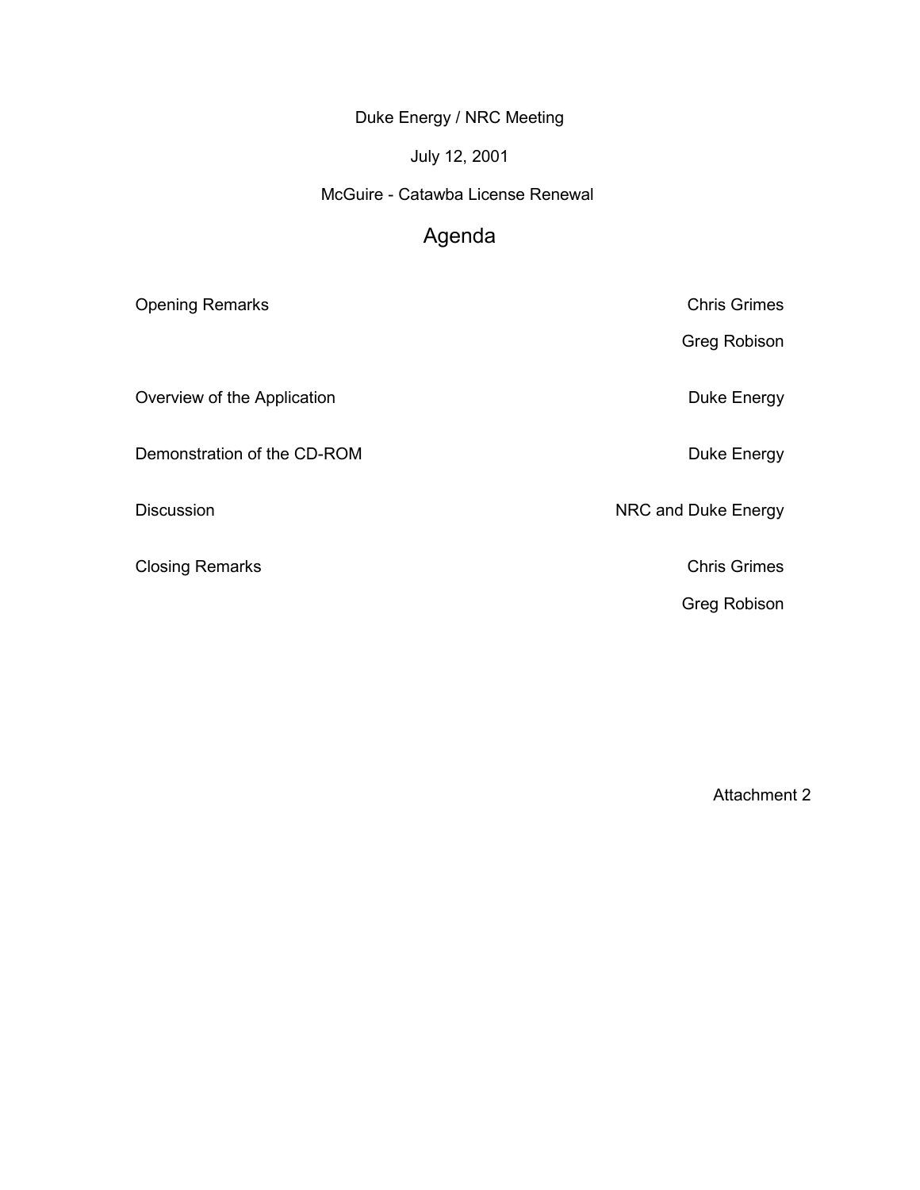Duke Energy / NRC Meeting

July 12, 2001

McGuire - Catawba License Renewal

# Agenda

| | |
|---|---|
| Opening Remarks | Chris Grimes<br>Greg Robison |
| Overview of the Application | Duke Energy |
| Demonstration of the CD-ROM | Duke Energy |
| Discussion | NRC and Duke Energy |
| Closing Remarks | Chris Grimes<br>Greg Robison |

Attachment 2